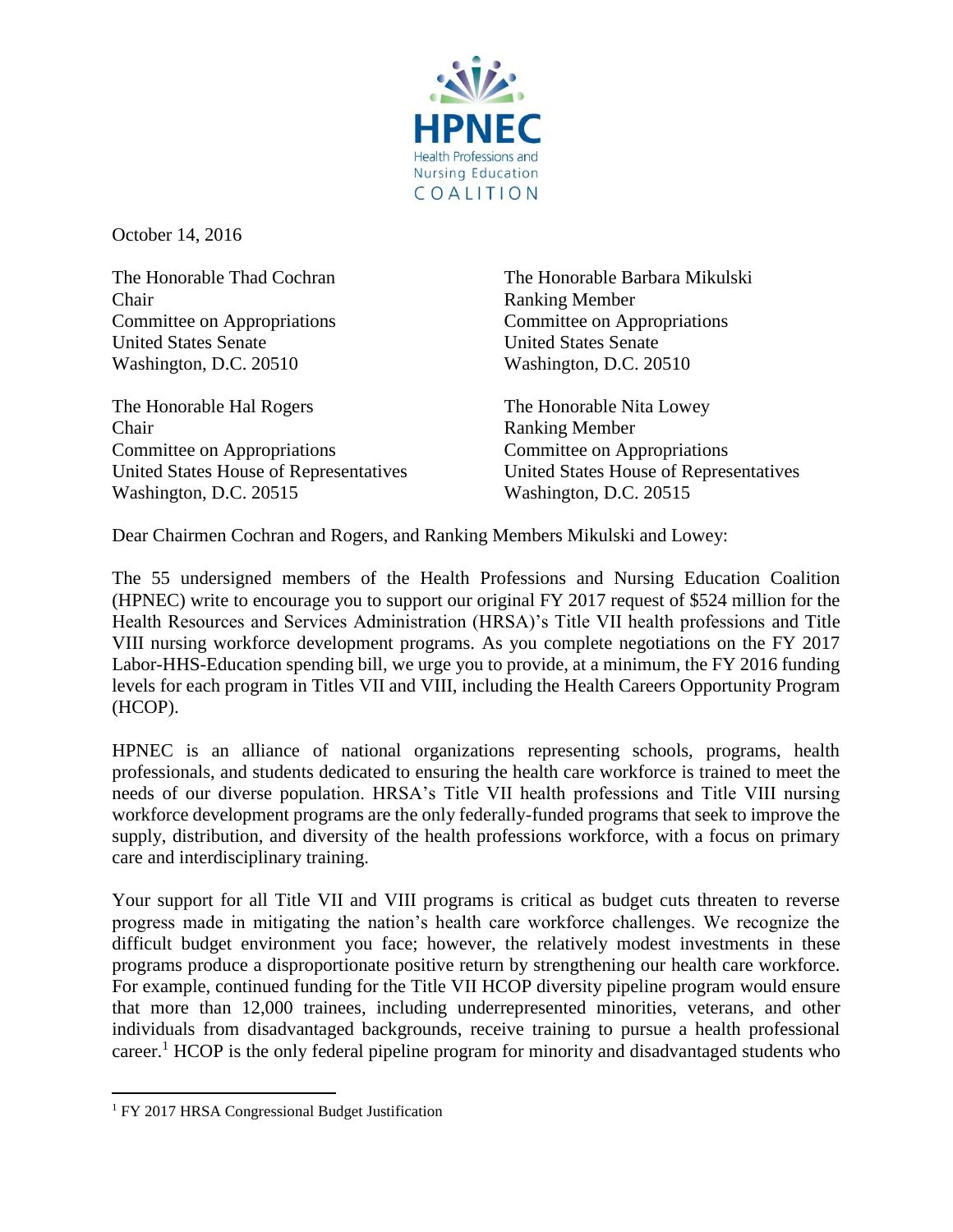**HPNEC**
Health Professions and Nursing Education
COALITION

October 14, 2016

The Honorable Thad Cochran
Chair
Committee on Appropriations
United States Senate
Washington, D.C. 20510

The Honorable Barbara Mikulski
Ranking Member
Committee on Appropriations
United States Senate
Washington, D.C. 20510

The Honorable Hal Rogers
Chair
Committee on Appropriations
United States House of Representatives
Washington, D.C. 20515

The Honorable Nita Lowey
Ranking Member
Committee on Appropriations
United States House of Representatives
Washington, D.C. 20515

Dear Chairmen Cochran and Rogers, and Ranking Members Mikulski and Lowey:

The 55 undersigned members of the Health Professions and Nursing Education Coalition (HPNEC) write to encourage you to support our original FY 2017 request of $524 million for the Health Resources and Services Administration (HRSA)'s Title VII health professions and Title VIII nursing workforce development programs. As you complete negotiations on the FY 2017 Labor-HHS-Education spending bill, we urge you to provide, at a minimum, the FY 2016 funding levels for each program in Titles VII and VIII, including the Health Careers Opportunity Program (HCOP).

HPNEC is an alliance of national organizations representing schools, programs, health professionals, and students dedicated to ensuring the health care workforce is trained to meet the needs of our diverse population. HRSA's Title VII health professions and Title VIII nursing workforce development programs are the only federally-funded programs that seek to improve the supply, distribution, and diversity of the health professions workforce, with a focus on primary care and interdisciplinary training.

Your support for all Title VII and VIII programs is critical as budget cuts threaten to reverse progress made in mitigating the nation's health care workforce challenges. We recognize the difficult budget environment you face; however, the relatively modest investments in these programs produce a disproportionate positive return by strengthening our health care workforce. For example, continued funding for the Title VII HCOP diversity pipeline program would ensure that more than 12,000 trainees, including underrepresented minorities, veterans, and other individuals from disadvantaged backgrounds, receive training to pursue a health professional career.[1] HCOP is the only federal pipeline program for minority and disadvantaged students who

[1] FY 2017 HRSA Congressional Budget Justification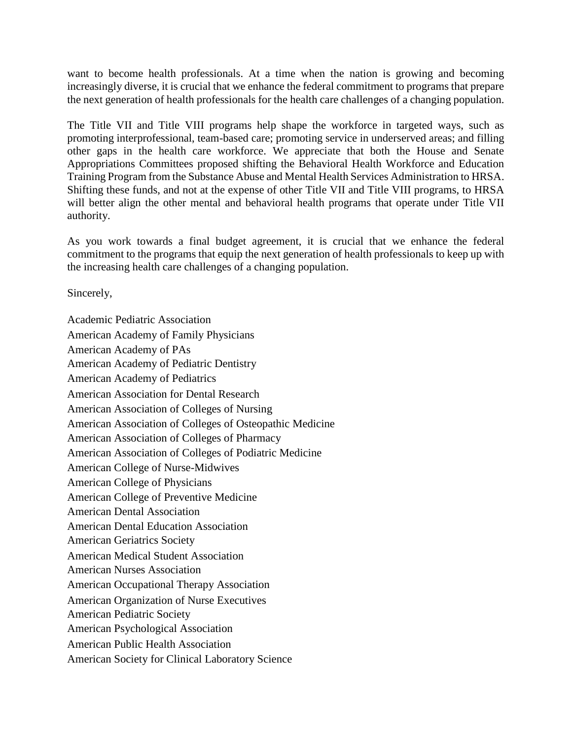want to become health professionals. At a time when the nation is growing and becoming increasingly diverse, it is crucial that we enhance the federal commitment to programs that prepare the next generation of health professionals for the health care challenges of a changing population.

The Title VII and Title VIII programs help shape the workforce in targeted ways, such as promoting interprofessional, team-based care; promoting service in underserved areas; and filling other gaps in the health care workforce. We appreciate that both the House and Senate Appropriations Committees proposed shifting the Behavioral Health Workforce and Education Training Program from the Substance Abuse and Mental Health Services Administration to HRSA. Shifting these funds, and not at the expense of other Title VII and Title VIII programs, to HRSA will better align the other mental and behavioral health programs that operate under Title VII authority.

As you work towards a final budget agreement, it is crucial that we enhance the federal commitment to the programs that equip the next generation of health professionals to keep up with the increasing health care challenges of a changing population.

Sincerely,

Academic Pediatric Association
American Academy of Family Physicians
American Academy of PAs
American Academy of Pediatric Dentistry
American Academy of Pediatrics
American Association for Dental Research
American Association of Colleges of Nursing
American Association of Colleges of Osteopathic Medicine
American Association of Colleges of Pharmacy
American Association of Colleges of Podiatric Medicine
American College of Nurse-Midwives
American College of Physicians
American College of Preventive Medicine
American Dental Association
American Dental Education Association
American Geriatrics Society
American Medical Student Association
American Nurses Association
American Occupational Therapy Association
American Organization of Nurse Executives
American Pediatric Society
American Psychological Association
American Public Health Association
American Society for Clinical Laboratory Science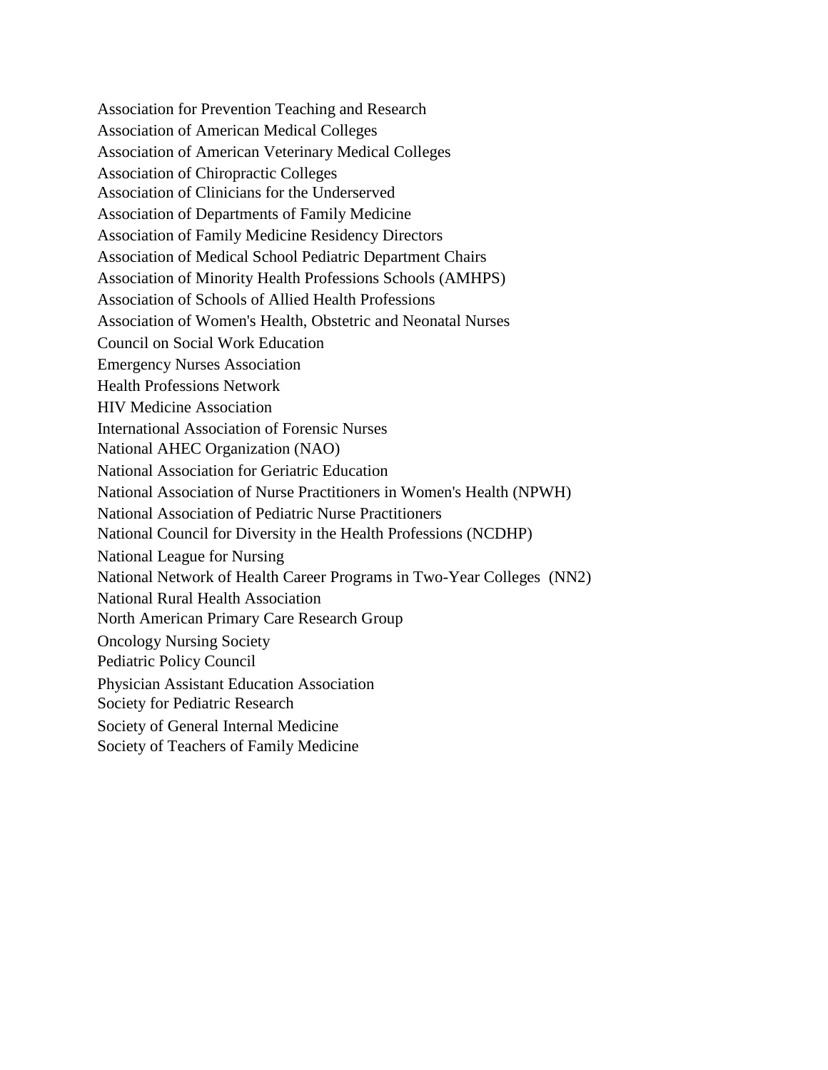Association for Prevention Teaching and Research
Association of American Medical Colleges
Association of American Veterinary Medical Colleges
Association of Chiropractic Colleges
Association of Clinicians for the Underserved
Association of Departments of Family Medicine
Association of Family Medicine Residency Directors
Association of Medical School Pediatric Department Chairs
Association of Minority Health Professions Schools (AMHPS)
Association of Schools of Allied Health Professions
Association of Women's Health, Obstetric and Neonatal Nurses
Council on Social Work Education
Emergency Nurses Association
Health Professions Network
HIV Medicine Association
International Association of Forensic Nurses
National AHEC Organization (NAO)
National Association for Geriatric Education
National Association of Nurse Practitioners in Women's Health (NPWH)
National Association of Pediatric Nurse Practitioners
National Council for Diversity in the Health Professions (NCDHP)
National League for Nursing
National Network of Health Career Programs in Two-Year Colleges (NN2)
National Rural Health Association
North American Primary Care Research Group
Oncology Nursing Society
Pediatric Policy Council
Physician Assistant Education Association
Society for Pediatric Research
Society of General Internal Medicine
Society of Teachers of Family Medicine